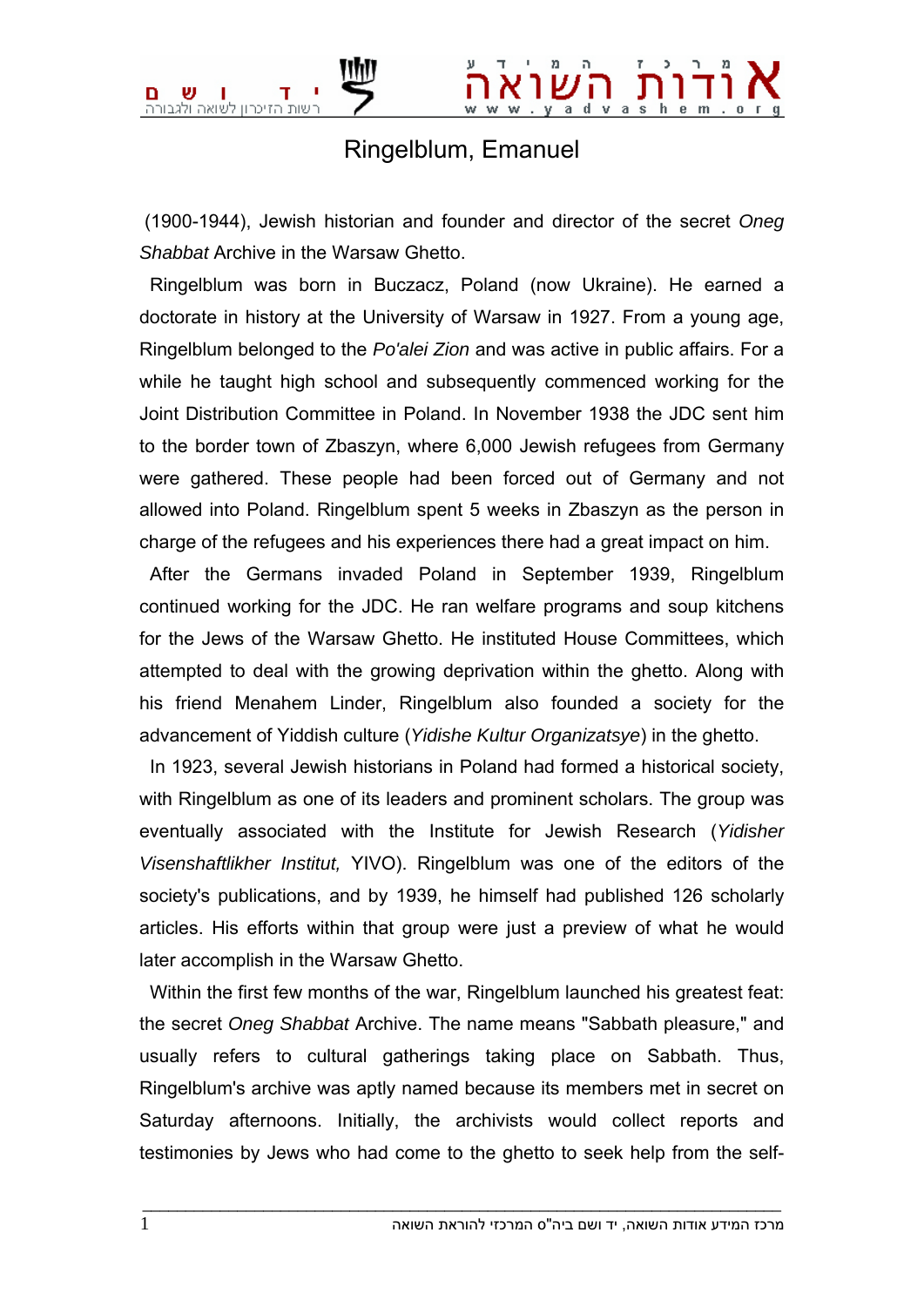# Ringelblum, Emanuel

(1900-1944), Jewish historian and founder and director of the secret *Oneg Shabbat* Archive in the Warsaw Ghetto.

Ringelblum was born in Buczacz, Poland (now Ukraine). He earned a doctorate in history at the University of Warsaw in 1927. From a young age, Ringelblum belonged to the *Po'alei Zion* and was active in public affairs. For a while he taught high school and subsequently commenced working for the Joint Distribution Committee in Poland. In November 1938 the JDC sent him to the border town of Zbaszyn, where 6,000 Jewish refugees from Germany were gathered. These people had been forced out of Germany and not allowed into Poland. Ringelblum spent 5 weeks in Zbaszyn as the person in charge of the refugees and his experiences there had a great impact on him.

After the Germans invaded Poland in September 1939, Ringelblum continued working for the JDC. He ran welfare programs and soup kitchens for the Jews of the Warsaw Ghetto. He instituted House Committees, which attempted to deal with the growing deprivation within the ghetto. Along with his friend Menahem Linder, Ringelblum also founded a society for the advancement of Yiddish culture (*Yidishe Kultur Organizatsye*) in the ghetto.

In 1923, several Jewish historians in Poland had formed a historical society, with Ringelblum as one of its leaders and prominent scholars. The group was eventually associated with the Institute for Jewish Research (*Yidisher Visenshaftlikher Institut,* YIVO). Ringelblum was one of the editors of the society's publications, and by 1939, he himself had published 126 scholarly articles. His efforts within that group were just a preview of what he would later accomplish in the Warsaw Ghetto.

Within the first few months of the war, Ringelblum launched his greatest feat: the secret *Oneg Shabbat* Archive. The name means "Sabbath pleasure," and usually refers to cultural gatherings taking place on Sabbath. Thus, Ringelblum's archive was aptly named because its members met in secret on Saturday afternoons. Initially, the archivists would collect reports and testimonies by Jews who had come to the ghetto to seek help from the self-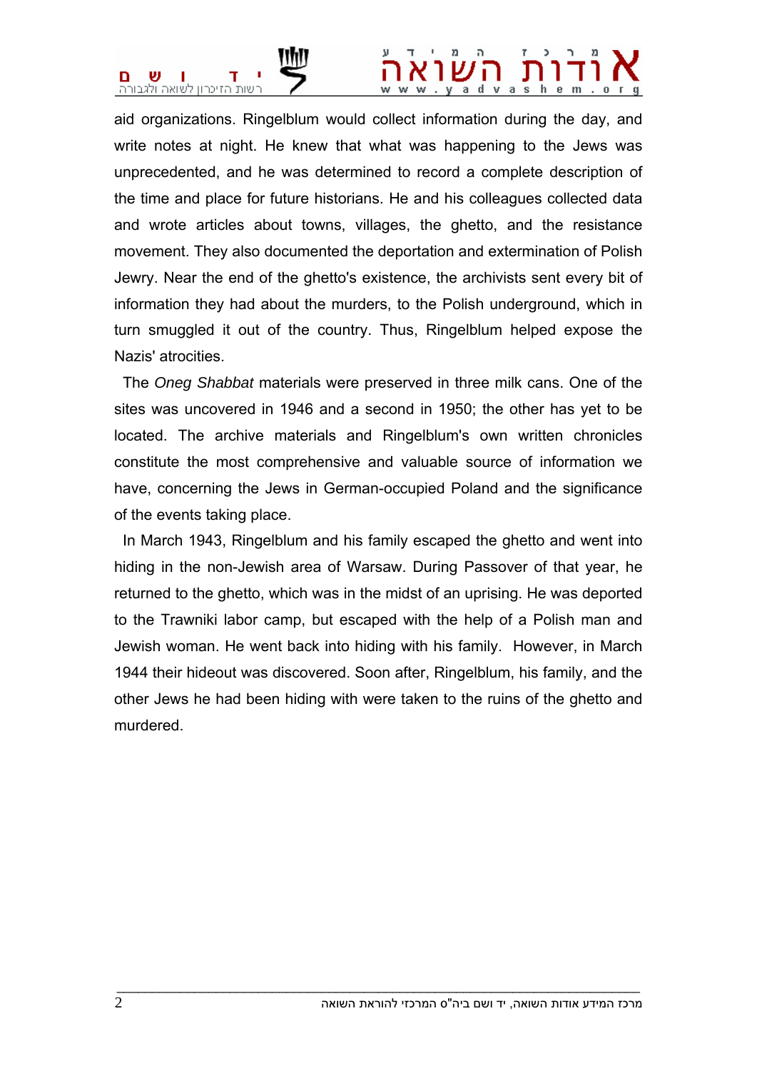aid organizations. Ringelblum would collect information during the day, and write notes at night. He knew that what was happening to the Jews was unprecedented, and he was determined to record a complete description of the time and place for future historians. He and his colleagues collected data and wrote articles about towns, villages, the ghetto, and the resistance movement. They also documented the deportation and extermination of Polish Jewry. Near the end of the ghetto's existence, the archivists sent every bit of information they had about the murders, to the Polish underground, which in turn smuggled it out of the country. Thus, Ringelblum helped expose the Nazis' atrocities.

The *Oneg Shabbat* materials were preserved in three milk cans. One of the sites was uncovered in 1946 and a second in 1950; the other has yet to be located. The archive materials and Ringelblum's own written chronicles constitute the most comprehensive and valuable source of information we have, concerning the Jews in German-occupied Poland and the significance of the events taking place.

In March 1943, Ringelblum and his family escaped the ghetto and went into hiding in the non-Jewish area of Warsaw. During Passover of that year, he returned to the ghetto, which was in the midst of an uprising. He was deported to the Trawniki labor camp, but escaped with the help of a Polish man and Jewish woman. He went back into hiding with his family. However, in March 1944 their hideout was discovered. Soon after, Ringelblum, his family, and the other Jews he had been hiding with were taken to the ruins of the ghetto and murdered.